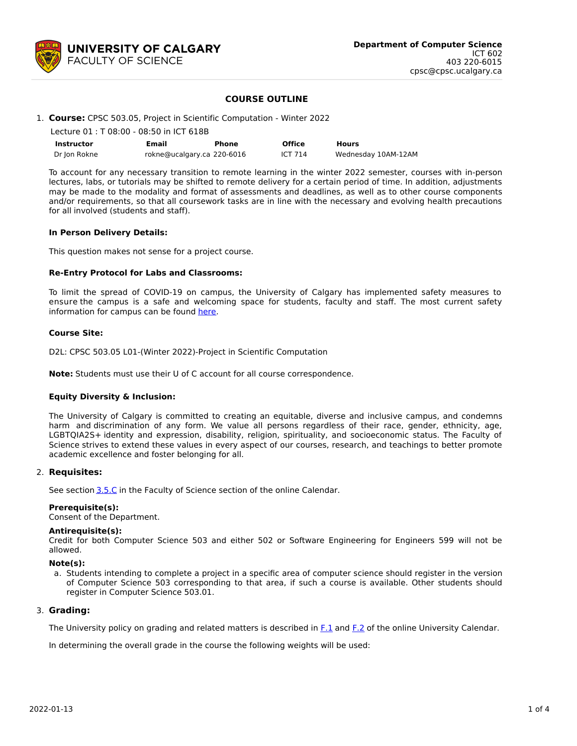**UNIVERSITY OF CALGARY**
FACULTY OF SCIENCE

**Department of Computer Science**
ICT 602
403 220-6015
cpsc@cpsc.ucalgary.ca

# COURSE OUTLINE

1. **Course:** CPSC 503.05, Project in Scientific Computation - Winter 2022

   Lecture 01 : T 08:00 - 08:50 in ICT 618B

| Instructor | Email | Phone | Office | Hours |
|---|---|---|---|---|
| Dr Jon Rokne | rokne@ucalgary.ca | 220-6016 | ICT 714 | Wednesday 10AM-12AM |

To account for any necessary transition to remote learning in the winter 2022 semester, courses with in-person lectures, labs, or tutorials may be shifted to remote delivery for a certain period of time. In addition, adjustments may be made to the modality and format of assessments and deadlines, as well as to other course components and/or requirements, so that all coursework tasks are in line with the necessary and evolving health precautions for all involved (students and staff).

**In Person Delivery Details:**

This question makes not sense for a project course.

**Re-Entry Protocol for Labs and Classrooms:**

To limit the spread of COVID-19 on campus, the University of Calgary has implemented safety measures to ensure the campus is a safe and welcoming space for students, faculty and staff. The most current safety information for campus can be found here.

**Course Site:**

D2L: CPSC 503.05 L01-(Winter 2022)-Project in Scientific Computation

**Note:** Students must use their U of C account for all course correspondence.

**Equity Diversity & Inclusion:**

The University of Calgary is committed to creating an equitable, diverse and inclusive campus, and condemns harm and discrimination of any form. We value all persons regardless of their race, gender, ethnicity, age, LGBTQIA2S+ identity and expression, disability, religion, spirituality, and socioeconomic status. The Faculty of Science strives to extend these values in every aspect of our courses, research, and teachings to better promote academic excellence and foster belonging for all.

2. **Requisites:**

See section 3.5.C in the Faculty of Science section of the online Calendar.

**Prerequisite(s):**
Consent of the Department.

**Antirequisite(s):**
Credit for both Computer Science 503 and either 502 or Software Engineering for Engineers 599 will not be allowed.

**Note(s):**

a. Students intending to complete a project in a specific area of computer science should register in the version of Computer Science 503 corresponding to that area, if such a course is available. Other students should register in Computer Science 503.01.

3. **Grading:**

The University policy on grading and related matters is described in F.1 and F.2 of the online University Calendar.

In determining the overall grade in the course the following weights will be used: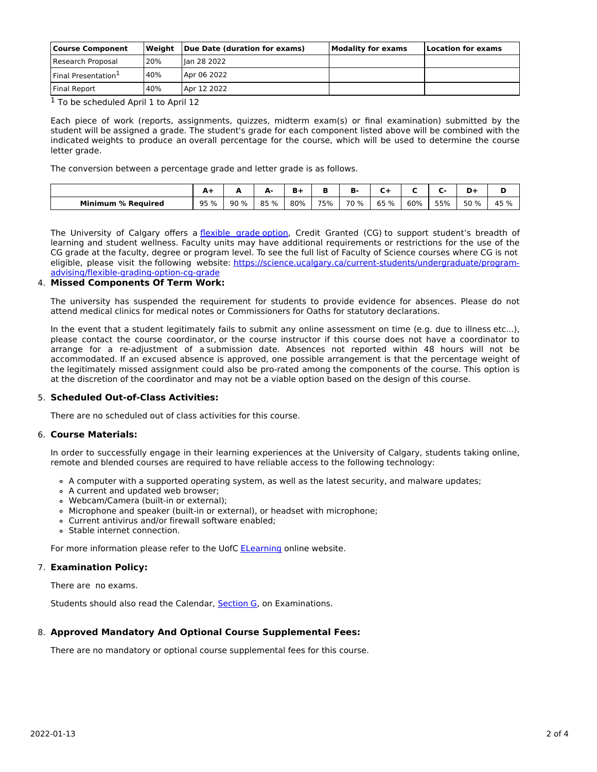| Course Component | Weight | Due Date (duration for exams) | Modality for exams | Location for exams |
| --- | --- | --- | --- | --- |
| Research Proposal | 20% | Jan 28 2022 | | |
| Final Presentation[1] | 40% | Apr 06 2022 | | |
| Final Report | 40% | Apr 12 2022 | | |

[1] To be scheduled April 1 to April 12

Each piece of work (reports, assignments, quizzes, midterm exam(s) or final examination) submitted by the student will be assigned a grade. The student's grade for each component listed above will be combined with the indicated weights to produce an overall percentage for the course, which will be used to determine the course letter grade.

The conversion between a percentage grade and letter grade is as follows.

| | A+ | A | A- | B+ | B | B- | C+ | C | C- | D+ | D |
| --- | --- | --- | --- | --- | --- | --- | --- | --- | --- | --- | --- |
| **Minimum % Required** | 95 % | 90 % | 85 % | 80% | 75% | 70 % | 65 % | 60% | 55% | 50 % | 45 % |

The University of Calgary offers a flexible grade option, Credit Granted (CG) to support student's breadth of learning and student wellness. Faculty units may have additional requirements or restrictions for the use of the CG grade at the faculty, degree or program level. To see the full list of Faculty of Science courses where CG is not eligible, please visit the following website: https://science.ucalgary.ca/current-students/undergraduate/program-advising/flexible-grading-option-cg-grade

4. **Missed Components Of Term Work:**

The university has suspended the requirement for students to provide evidence for absences. Please do not attend medical clinics for medical notes or Commissioners for Oaths for statutory declarations.

In the event that a student legitimately fails to submit any online assessment on time (e.g. due to illness etc...), please contact the course coordinator, or the course instructor if this course does not have a coordinator to arrange for a re-adjustment of a submission date. Absences not reported within 48 hours will not be accommodated. If an excused absence is approved, one possible arrangement is that the percentage weight of the legitimately missed assignment could also be pro-rated among the components of the course. This option is at the discretion of the coordinator and may not be a viable option based on the design of this course.

5. **Scheduled Out-of-Class Activities:**

There are no scheduled out of class activities for this course.

6. **Course Materials:**

In order to successfully engage in their learning experiences at the University of Calgary, students taking online, remote and blended courses are required to have reliable access to the following technology:

- A computer with a supported operating system, as well as the latest security, and malware updates;
- A current and updated web browser;
- Webcam/Camera (built-in or external);
- Microphone and speaker (built-in or external), or headset with microphone;
- Current antivirus and/or firewall software enabled;
- Stable internet connection.

For more information please refer to the UofC ELearning online website.

7. **Examination Policy:**

There are no exams.

Students should also read the Calendar, Section G, on Examinations.

8. **Approved Mandatory And Optional Course Supplemental Fees:**

There are no mandatory or optional course supplemental fees for this course.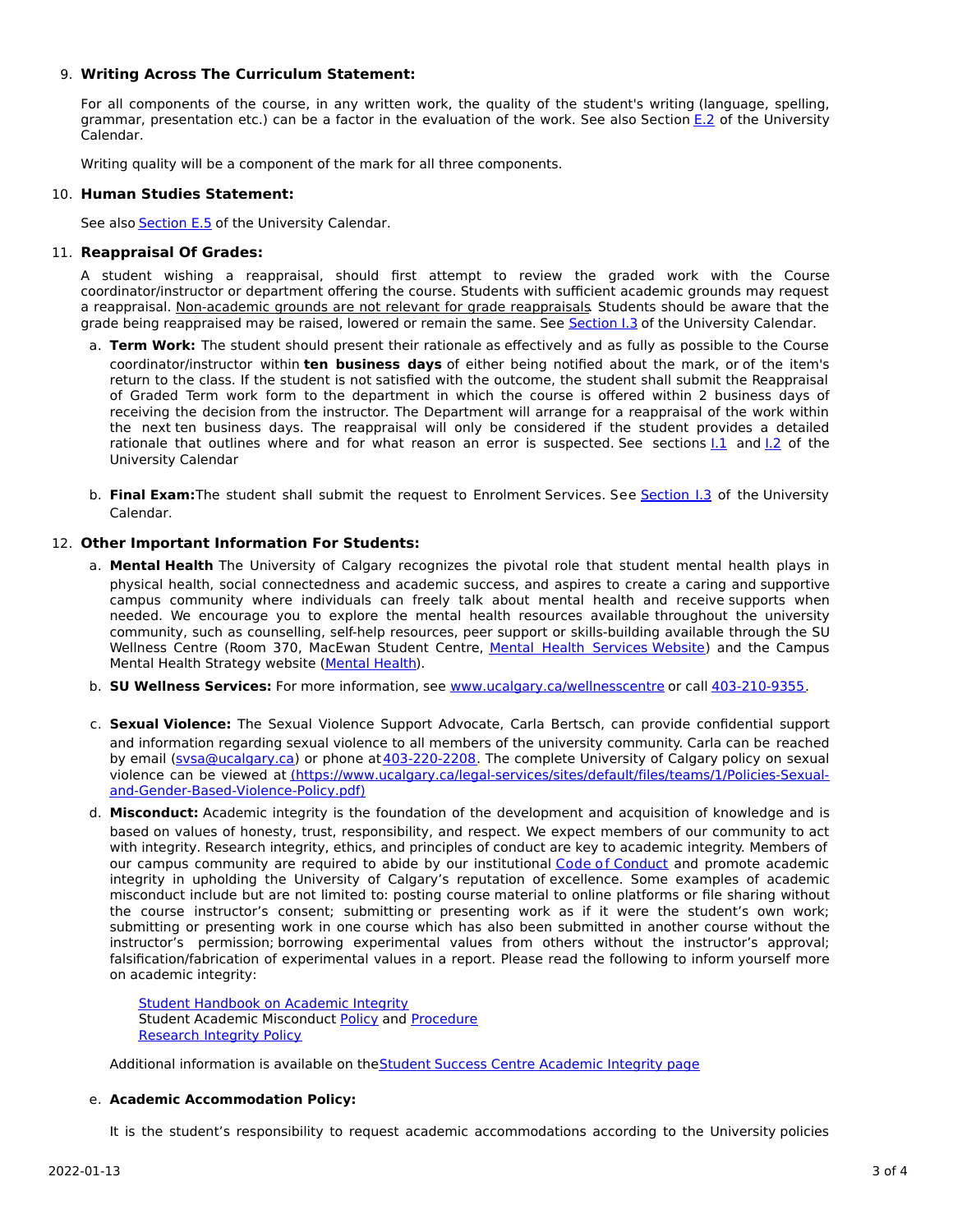9. **Writing Across The Curriculum Statement:**

   For all components of the course, in any written work, the quality of the student's writing (language, spelling, grammar, presentation etc.) can be a factor in the evaluation of the work. See also Section E.2 of the University Calendar.

   Writing quality will be a component of the mark for all three components.

10. **Human Studies Statement:**

    See also Section E.5 of the University Calendar.

11. **Reappraisal Of Grades:**

    A student wishing a reappraisal, should first attempt to review the graded work with the Course coordinator/instructor or department offering the course. Students with sufficient academic grounds may request a reappraisal. Non-academic grounds are not relevant for grade reappraisals. Students should be aware that the grade being reappraised may be raised, lowered or remain the same. See Section I.3 of the University Calendar.

    a. **Term Work:** The student should present their rationale as effectively and as fully as possible to the Course coordinator/instructor within **ten business days** of either being notified about the mark, or of the item's return to the class. If the student is not satisfied with the outcome, the student shall submit the Reappraisal of Graded Term work form to the department in which the course is offered within 2 business days of receiving the decision from the instructor. The Department will arrange for a reappraisal of the work within the next ten business days. The reappraisal will only be considered if the student provides a detailed rationale that outlines where and for what reason an error is suspected. See sections I.1 and I.2 of the University Calendar

    b. **Final Exam:** The student shall submit the request to Enrolment Services. See Section I.3 of the University Calendar.

12. **Other Important Information For Students:**

    a. **Mental Health** The University of Calgary recognizes the pivotal role that student mental health plays in physical health, social connectedness and academic success, and aspires to create a caring and supportive campus community where individuals can freely talk about mental health and receive supports when needed. We encourage you to explore the mental health resources available throughout the university community, such as counselling, self-help resources, peer support or skills-building available through the SU Wellness Centre (Room 370, MacEwan Student Centre, Mental Health Services Website) and the Campus Mental Health Strategy website (Mental Health).

    b. **SU Wellness Services:** For more information, see www.ucalgary.ca/wellnesscentre or call 403-210-9355.

    c. **Sexual Violence:** The Sexual Violence Support Advocate, Carla Bertsch, can provide confidential support and information regarding sexual violence to all members of the university community. Carla can be reached by email (svsa@ucalgary.ca) or phone at 403-220-2208. The complete University of Calgary policy on sexual violence can be viewed at (https://www.ucalgary.ca/legal-services/sites/default/files/teams/1/Policies-Sexual-and-Gender-Based-Violence-Policy.pdf)

    d. **Misconduct:** Academic integrity is the foundation of the development and acquisition of knowledge and is based on values of honesty, trust, responsibility, and respect. We expect members of our community to act with integrity. Research integrity, ethics, and principles of conduct are key to academic integrity. Members of our campus community are required to abide by our institutional Code of Conduct and promote academic integrity in upholding the University of Calgary's reputation of excellence. Some examples of academic misconduct include but are not limited to: posting course material to online platforms or file sharing without the course instructor's consent; submitting or presenting work as if it were the student's own work; submitting or presenting work in one course which has also been submitted in another course without the instructor's permission; borrowing experimental values from others without the instructor's approval; falsification/fabrication of experimental values in a report. Please read the following to inform yourself more on academic integrity:

       Student Handbook on Academic Integrity
       Student Academic Misconduct Policy and Procedure
       Research Integrity Policy

       Additional information is available on the Student Success Centre Academic Integrity page

    e. **Academic Accommodation Policy:**

       It is the student's responsibility to request academic accommodations according to the University policies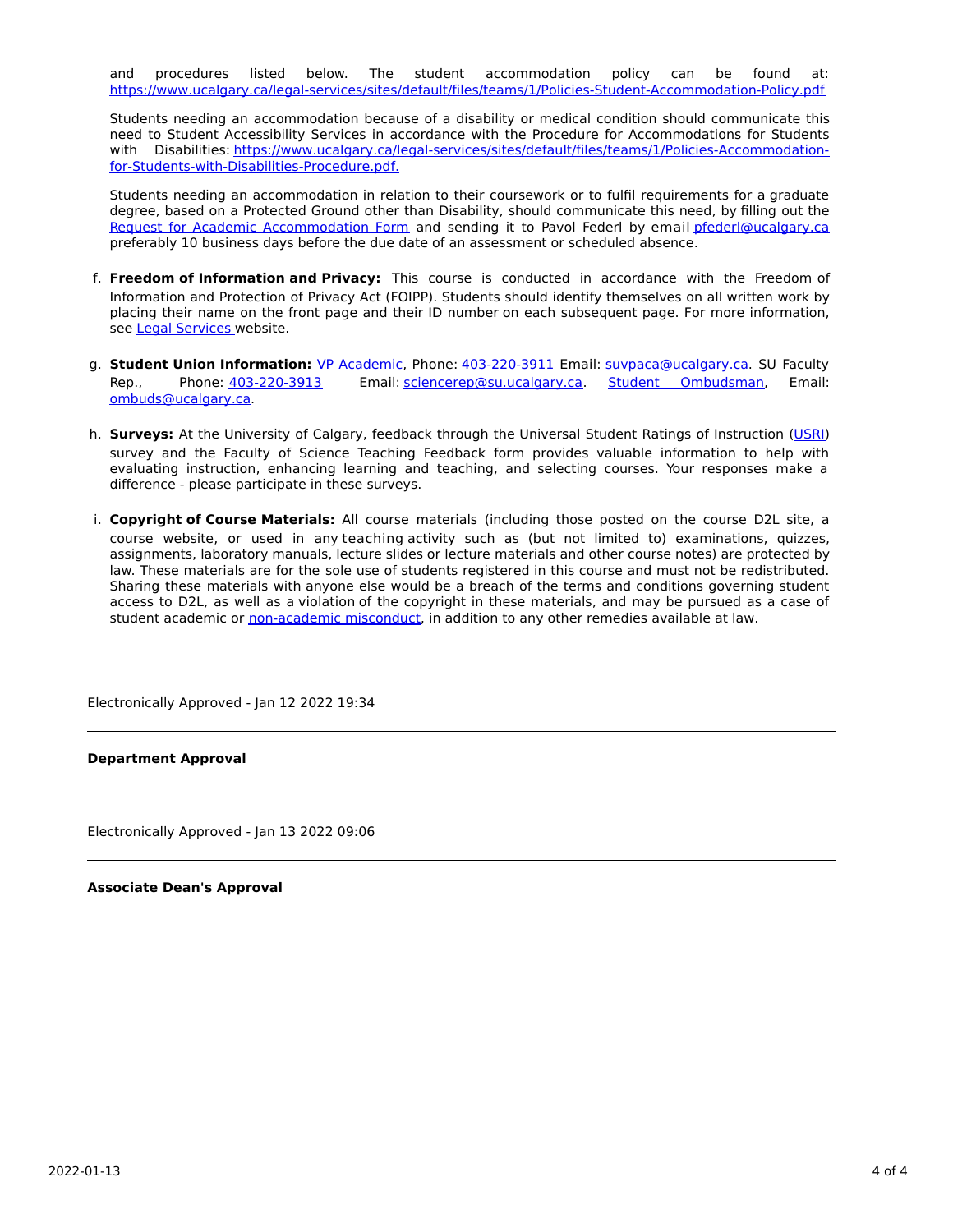and procedures listed below. The student accommodation policy can be found at: https://www.ucalgary.ca/legal-services/sites/default/files/teams/1/Policies-Student-Accommodation-Policy.pdf

Students needing an accommodation because of a disability or medical condition should communicate this need to Student Accessibility Services in accordance with the Procedure for Accommodations for Students with Disabilities: https://www.ucalgary.ca/legal-services/sites/default/files/teams/1/Policies-Accommodation-for-Students-with-Disabilities-Procedure.pdf.

Students needing an accommodation in relation to their coursework or to fulfil requirements for a graduate degree, based on a Protected Ground other than Disability, should communicate this need, by filling out the Request for Academic Accommodation Form and sending it to Pavol Federl by email pfederl@ucalgary.ca preferably 10 business days before the due date of an assessment or scheduled absence.

f. **Freedom of Information and Privacy:** This course is conducted in accordance with the Freedom of Information and Protection of Privacy Act (FOIPP). Students should identify themselves on all written work by placing their name on the front page and their ID number on each subsequent page. For more information, see Legal Services website.

g. **Student Union Information:** VP Academic, Phone: 403-220-3911 Email: suvpaca@ucalgary.ca. SU Faculty Rep., Phone: 403-220-3913 Email: sciencerep@su.ucalgary.ca. Student Ombudsman, Email: ombuds@ucalgary.ca.

h. **Surveys:** At the University of Calgary, feedback through the Universal Student Ratings of Instruction (USRI) survey and the Faculty of Science Teaching Feedback form provides valuable information to help with evaluating instruction, enhancing learning and teaching, and selecting courses. Your responses make a difference - please participate in these surveys.

i. **Copyright of Course Materials:** All course materials (including those posted on the course D2L site, a course website, or used in any teaching activity such as (but not limited to) examinations, quizzes, assignments, laboratory manuals, lecture slides or lecture materials and other course notes) are protected by law. These materials are for the sole use of students registered in this course and must not be redistributed. Sharing these materials with anyone else would be a breach of the terms and conditions governing student access to D2L, as well as a violation of the copyright in these materials, and may be pursued as a case of student academic or non-academic misconduct, in addition to any other remedies available at law.

Electronically Approved - Jan 12 2022 19:34

---

**Department Approval**

Electronically Approved - Jan 13 2022 09:06

---

**Associate Dean's Approval**